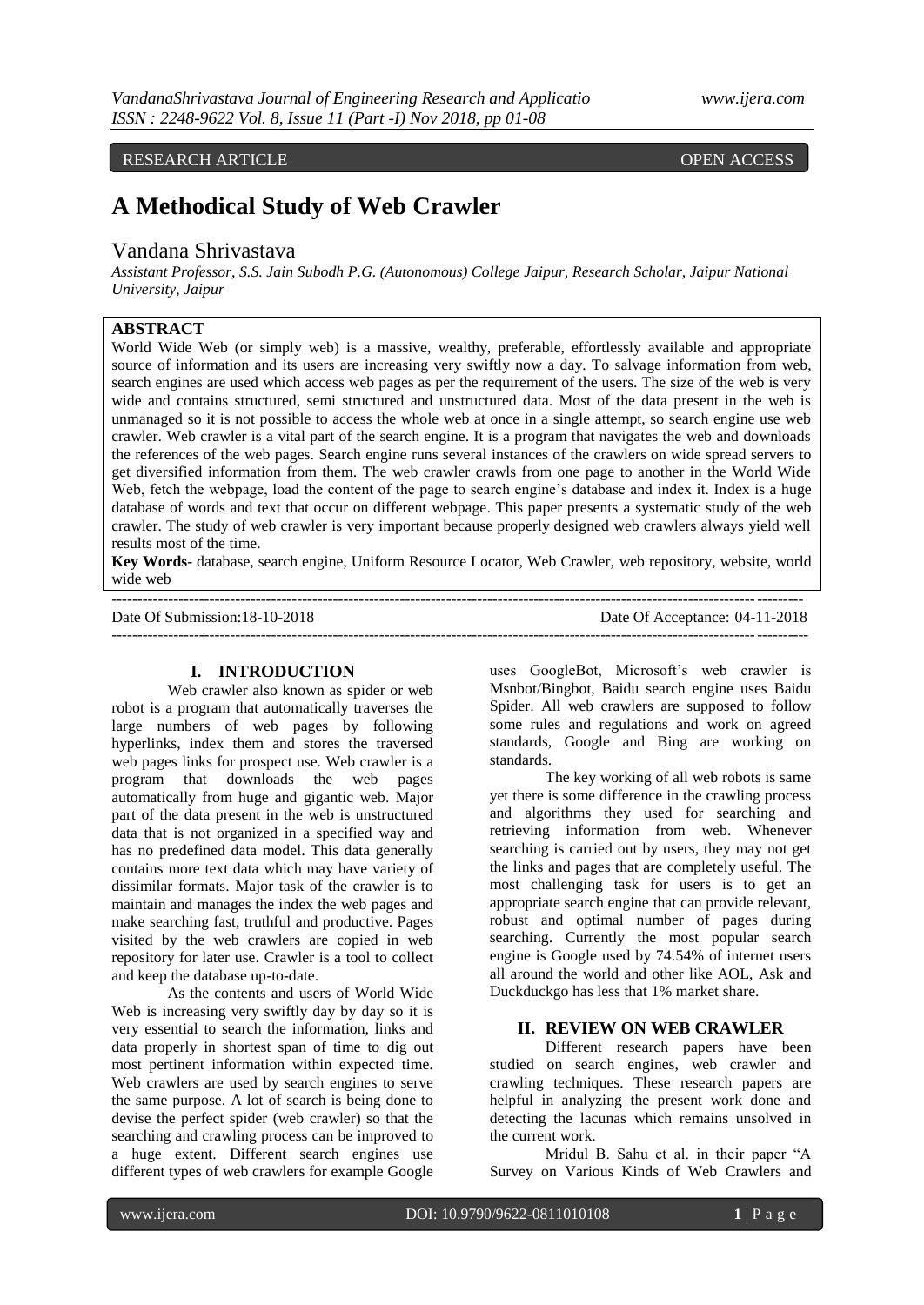RESEARCH ARTICLE OPEN ACCESS

# A Methodical Study of Web Crawler

Vandana Shrivastava

*Assistant Professor, S.S. Jain Subodh P.G. (Autonomous) College Jaipur, Research Scholar, Jaipur National University, Jaipur*

**ABSTRACT**

World Wide Web (or simply web) is a massive, wealthy, preferable, effortlessly available and appropriate source of information and its users are increasing very swiftly now a day. To salvage information from web, search engines are used which access web pages as per the requirement of the users. The size of the web is very wide and contains structured, semi structured and unstructured data. Most of the data present in the web is unmanaged so it is not possible to access the whole web at once in a single attempt, so search engine use web crawler. Web crawler is a vital part of the search engine. It is a program that navigates the web and downloads the references of the web pages. Search engine runs several instances of the crawlers on wide spread servers to get diversified information from them. The web crawler crawls from one page to another in the World Wide Web, fetch the webpage, load the content of the page to search engine's database and index it. Index is a huge database of words and text that occur on different webpage. This paper presents a systematic study of the web crawler. The study of web crawler is very important because properly designed web crawlers always yield well results most of the time.

**Key Words**- database, search engine, Uniform Resource Locator, Web Crawler, web repository, website, world wide web

Date Of Submission:18-10-2018 Date Of Acceptance: 04-11-2018

## I. INTRODUCTION

Web crawler also known as spider or web robot is a program that automatically traverses the large numbers of web pages by following hyperlinks, index them and stores the traversed web pages links for prospect use. Web crawler is a program that downloads the web pages automatically from huge and gigantic web. Major part of the data present in the web is unstructured data that is not organized in a specified way and has no predefined data model. This data generally contains more text data which may have variety of dissimilar formats. Major task of the crawler is to maintain and manages the index the web pages and make searching fast, truthful and productive. Pages visited by the web crawlers are copied in web repository for later use. Crawler is a tool to collect and keep the database up-to-date.

As the contents and users of World Wide Web is increasing very swiftly day by day so it is very essential to search the information, links and data properly in shortest span of time to dig out most pertinent information within expected time. Web crawlers are used by search engines to serve the same purpose. A lot of search is being done to devise the perfect spider (web crawler) so that the searching and crawling process can be improved to a huge extent. Different search engines use different types of web crawlers for example Google uses GoogleBot, Microsoft's web crawler is Msnbot/Bingbot, Baidu search engine uses Baidu Spider. All web crawlers are supposed to follow some rules and regulations and work on agreed standards, Google and Bing are working on standards.

The key working of all web robots is same yet there is some difference in the crawling process and algorithms they used for searching and retrieving information from web. Whenever searching is carried out by users, they may not get the links and pages that are completely useful. The most challenging task for users is to get an appropriate search engine that can provide relevant, robust and optimal number of pages during searching. Currently the most popular search engine is Google used by 74.54% of internet users all around the world and other like AOL, Ask and Duckduckgo has less that 1% market share.

## II. REVIEW ON WEB CRAWLER

Different research papers have been studied on search engines, web crawler and crawling techniques. These research papers are helpful in analyzing the present work done and detecting the lacunas which remains unsolved in the current work.

Mridul B. Sahu et al. in their paper "A Survey on Various Kinds of Web Crawlers and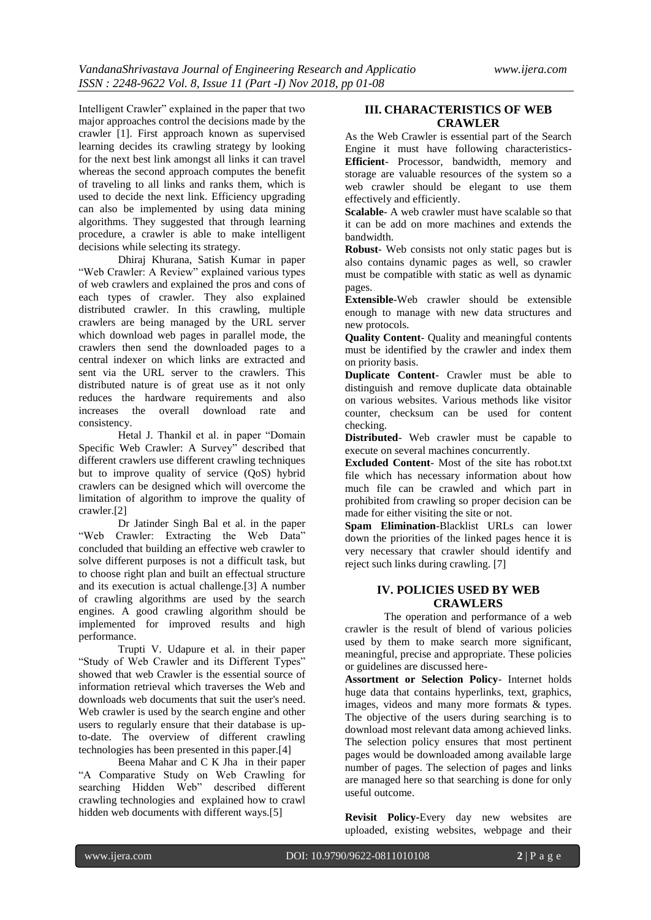Intelligent Crawler" explained in the paper that two major approaches control the decisions made by the crawler [1]. First approach known as supervised learning decides its crawling strategy by looking for the next best link amongst all links it can travel whereas the second approach computes the benefit of traveling to all links and ranks them, which is used to decide the next link. Efficiency upgrading can also be implemented by using data mining algorithms. They suggested that through learning procedure, a crawler is able to make intelligent decisions while selecting its strategy.

Dhiraj Khurana, Satish Kumar in paper "Web Crawler: A Review" explained various types of web crawlers and explained the pros and cons of each types of crawler. They also explained distributed crawler. In this crawling, multiple crawlers are being managed by the URL server which download web pages in parallel mode, the crawlers then send the downloaded pages to a central indexer on which links are extracted and sent via the URL server to the crawlers. This distributed nature is of great use as it not only reduces the hardware requirements and also increases the overall download rate and consistency.

Hetal J. Thankil et al. in paper "Domain Specific Web Crawler: A Survey" described that different crawlers use different crawling techniques but to improve quality of service (QoS) hybrid crawlers can be designed which will overcome the limitation of algorithm to improve the quality of crawler.[2]

Dr Jatinder Singh Bal et al. in the paper "Web Crawler: Extracting the Web Data" concluded that building an effective web crawler to solve different purposes is not a difficult task, but to choose right plan and built an effectual structure and its execution is actual challenge.[3] A number of crawling algorithms are used by the search engines. A good crawling algorithm should be implemented for improved results and high performance.

Trupti V. Udapure et al. in their paper "Study of Web Crawler and its Different Types" showed that web Crawler is the essential source of information retrieval which traverses the Web and downloads web documents that suit the user's need. Web crawler is used by the search engine and other users to regularly ensure that their database is up-to-date. The overview of different crawling technologies has been presented in this paper.[4]

Beena Mahar and C K Jha in their paper "A Comparative Study on Web Crawling for searching Hidden Web" described different crawling technologies and explained how to crawl hidden web documents with different ways.[5]

## III. CHARACTERISTICS OF WEB CRAWLER

As the Web Crawler is essential part of the Search Engine it must have following characteristics-

**Efficient**- Processor, bandwidth, memory and storage are valuable resources of the system so a web crawler should be elegant to use them effectively and efficiently.

**Scalable**- A web crawler must have scalable so that it can be add on more machines and extends the bandwidth.

**Robust**- Web consists not only static pages but is also contains dynamic pages as well, so crawler must be compatible with static as well as dynamic pages.

**Extensible**-Web crawler should be extensible enough to manage with new data structures and new protocols.

**Quality Content**- Quality and meaningful contents must be identified by the crawler and index them on priority basis.

**Duplicate Content**- Crawler must be able to distinguish and remove duplicate data obtainable on various websites. Various methods like visitor counter, checksum can be used for content checking.

**Distributed**- Web crawler must be capable to execute on several machines concurrently.

**Excluded Content**- Most of the site has robot.txt file which has necessary information about how much file can be crawled and which part in prohibited from crawling so proper decision can be made for either visiting the site or not.

**Spam Elimination**-Blacklist URLs can lower down the priorities of the linked pages hence it is very necessary that crawler should identify and reject such links during crawling. [7]

## IV. POLICIES USED BY WEB CRAWLERS

The operation and performance of a web crawler is the result of blend of various policies used by them to make search more significant, meaningful, precise and appropriate. These policies or guidelines are discussed here-

**Assortment or Selection Policy**- Internet holds huge data that contains hyperlinks, text, graphics, images, videos and many more formats & types. The objective of the users during searching is to download most relevant data among achieved links. The selection policy ensures that most pertinent pages would be downloaded among available large number of pages. The selection of pages and links are managed here so that searching is done for only useful outcome.

**Revisit Policy**-Every day new websites are uploaded, existing websites, webpage and their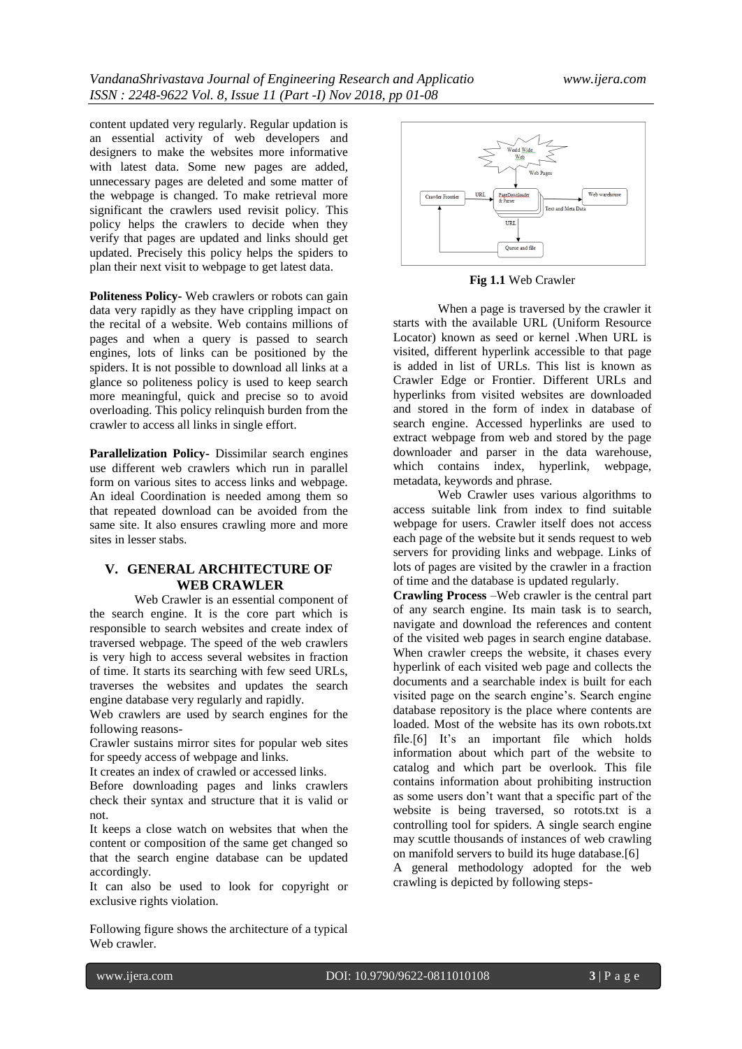content updated very regularly. Regular updation is an essential activity of web developers and designers to make the websites more informative with latest data. Some new pages are added, unnecessary pages are deleted and some matter of the webpage is changed. To make retrieval more significant the crawlers used revisit policy. This policy helps the crawlers to decide when they verify that pages are updated and links should get updated. Precisely this policy helps the spiders to plan their next visit to webpage to get latest data.

**Politeness Policy-** Web crawlers or robots can gain data very rapidly as they have crippling impact on the recital of a website. Web contains millions of pages and when a query is passed to search engines, lots of links can be positioned by the spiders. It is not possible to download all links at a glance so politeness policy is used to keep search more meaningful, quick and precise so to avoid overloading. This policy relinquish burden from the crawler to access all links in single effort.

**Parallelization Policy-** Dissimilar search engines use different web crawlers which run in parallel form on various sites to access links and webpage. An ideal Coordination is needed among them so that repeated download can be avoided from the same site. It also ensures crawling more and more sites in lesser stabs.

## V. GENERAL ARCHITECTURE OF WEB CRAWLER

Web Crawler is an essential component of the search engine. It is the core part which is responsible to search websites and create index of traversed webpage. The speed of the web crawlers is very high to access several websites in fraction of time. It starts its searching with few seed URLs, traverses the websites and updates the search engine database very regularly and rapidly.

Web crawlers are used by search engines for the following reasons-

Crawler sustains mirror sites for popular web sites for speedy access of webpage and links.

It creates an index of crawled or accessed links.

Before downloading pages and links crawlers check their syntax and structure that it is valid or not.

It keeps a close watch on websites that when the content or composition of the same get changed so that the search engine database can be updated accordingly.

It can also be used to look for copyright or exclusive rights violation.

Following figure shows the architecture of a typical Web crawler.

World Wide Web

Web Pages

Crawler Frontier → URL → PageDownloader & Parser → Web warehouse

Text and Meta Data

URL

Queue and file

**Fig 1.1** Web Crawler

When a page is traversed by the crawler it starts with the available URL (Uniform Resource Locator) known as seed or kernel .When URL is visited, different hyperlink accessible to that page is added in list of URLs. This list is known as Crawler Edge or Frontier. Different URLs and hyperlinks from visited websites are downloaded and stored in the form of index in database of search engine. Accessed hyperlinks are used to extract webpage from web and stored by the page downloader and parser in the data warehouse, which contains index, hyperlink, webpage, metadata, keywords and phrase.

Web Crawler uses various algorithms to access suitable link from index to find suitable webpage for users. Crawler itself does not access each page of the website but it sends request to web servers for providing links and webpage. Links of lots of pages are visited by the crawler in a fraction of time and the database is updated regularly.

**Crawling Process** –Web crawler is the central part of any search engine. Its main task is to search, navigate and download the references and content of the visited web pages in search engine database. When crawler creeps the website, it chases every hyperlink of each visited web page and collects the documents and a searchable index is built for each visited page on the search engine's. Search engine database repository is the place where contents are loaded. Most of the website has its own robots.txt file.[6] It's an important file which holds information about which part of the website to catalog and which part be overlook. This file contains information about prohibiting instruction as some users don't want that a specific part of the website is being traversed, so rotots.txt is a controlling tool for spiders. A single search engine may scuttle thousands of instances of web crawling on manifold servers to build its huge database.[6]

A general methodology adopted for the web crawling is depicted by following steps-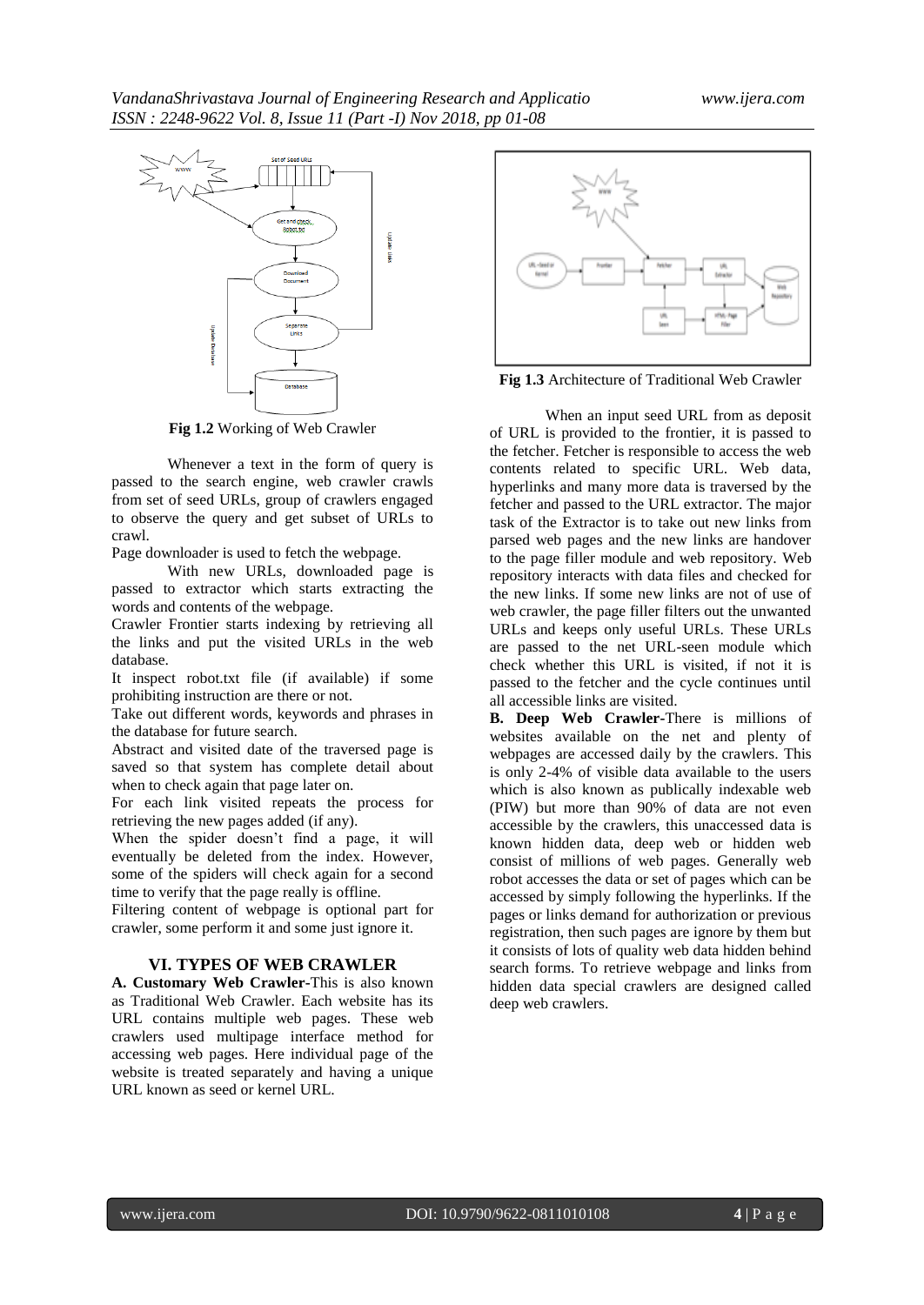**Fig 1.2** Working of Web Crawler

Whenever a text in the form of query is passed to the search engine, web crawler crawls from set of seed URLs, group of crawlers engaged to observe the query and get subset of URLs to crawl.

Page downloader is used to fetch the webpage.

With new URLs, downloaded page is passed to extractor which starts extracting the words and contents of the webpage.

Crawler Frontier starts indexing by retrieving all the links and put the visited URLs in the web database.

It inspect robot.txt file (if available) if some prohibiting instruction are there or not.

Take out different words, keywords and phrases in the database for future search.

Abstract and visited date of the traversed page is saved so that system has complete detail about when to check again that page later on.

For each link visited repeats the process for retrieving the new pages added (if any).

When the spider doesn't find a page, it will eventually be deleted from the index. However, some of the spiders will check again for a second time to verify that the page really is offline.

Filtering content of webpage is optional part for crawler, some perform it and some just ignore it.

## VI. TYPES OF WEB CRAWLER

**A. Customary Web Crawler-**This is also known as Traditional Web Crawler. Each website has its URL contains multiple web pages. These web crawlers used multipage interface method for accessing web pages. Here individual page of the website is treated separately and having a unique URL known as seed or kernel URL.

**Fig 1.3** Architecture of Traditional Web Crawler

When an input seed URL from as deposit of URL is provided to the frontier, it is passed to the fetcher. Fetcher is responsible to access the web contents related to specific URL. Web data, hyperlinks and many more data is traversed by the fetcher and passed to the URL extractor. The major task of the Extractor is to take out new links from parsed web pages and the new links are handover to the page filler module and web repository. Web repository interacts with data files and checked for the new links. If some new links are not of use of web crawler, the page filler filters out the unwanted URLs and keeps only useful URLs. These URLs are passed to the net URL-seen module which check whether this URL is visited, if not it is passed to the fetcher and the cycle continues until all accessible links are visited.

**B. Deep Web Crawler-**There is millions of websites available on the net and plenty of webpages are accessed daily by the crawlers. This is only 2-4% of visible data available to the users which is also known as publically indexable web (PIW) but more than 90% of data are not even accessible by the crawlers, this unaccessed data is known hidden data, deep web or hidden web consist of millions of web pages. Generally web robot accesses the data or set of pages which can be accessed by simply following the hyperlinks. If the pages or links demand for authorization or previous registration, then such pages are ignore by them but it consists of lots of quality web data hidden behind search forms. To retrieve webpage and links from hidden data special crawlers are designed called deep web crawlers.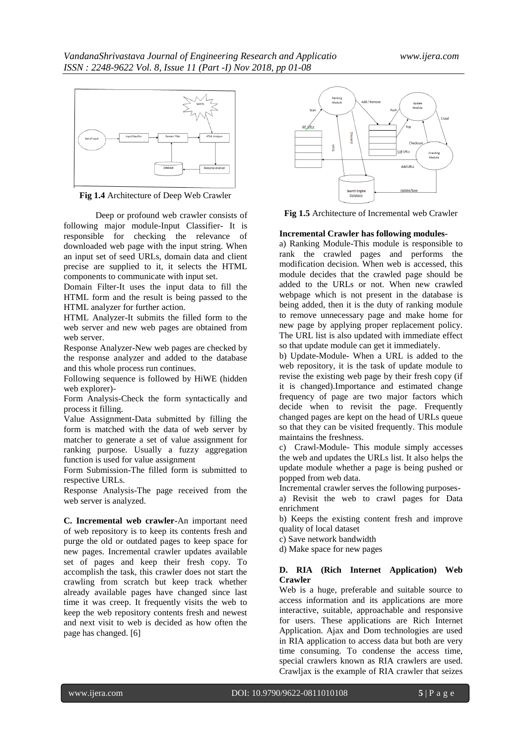**Fig 1.4** Architecture of Deep Web Crawler

Deep or profound web crawler consists of following major module-Input Classifier- It is responsible for checking the relevance of downloaded web page with the input string. When an input set of seed URLs, domain data and client precise are supplied to it, it selects the HTML components to communicate with input set.

Domain Filter-It uses the input data to fill the HTML form and the result is being passed to the HTML analyzer for further action.

HTML Analyzer-It submits the filled form to the web server and new web pages are obtained from web server.

Response Analyzer-New web pages are checked by the response analyzer and added to the database and this whole process run continues.

Following sequence is followed by HiWE (hidden web explorer)-

Form Analysis-Check the form syntactically and process it filling.

Value Assignment-Data submitted by filling the form is matched with the data of web server by matcher to generate a set of value assignment for ranking purpose. Usually a fuzzy aggregation function is used for value assignment

Form Submission-The filled form is submitted to respective URLs.

Response Analysis-The page received from the web server is analyzed.

**C. Incremental web crawler-**An important need of web repository is to keep its contents fresh and purge the old or outdated pages to keep space for new pages. Incremental crawler updates available set of pages and keep their fresh copy. To accomplish the task, this crawler does not start the crawling from scratch but keep track whether already available pages have changed since last time it was creep. It frequently visits the web to keep the web repository contents fresh and newest and next visit to web is decided as how often the page has changed. [6]

**Fig 1.5** Architecture of Incremental web Crawler

**Incremental Crawler has following modules-**

a) Ranking Module-This module is responsible to rank the crawled pages and performs the modification decision. When web is accessed, this module decides that the crawled page should be added to the URLs or not. When new crawled webpage which is not present in the database is being added, then it is the duty of ranking module to remove unnecessary page and make home for new page by applying proper replacement policy. The URL list is also updated with immediate effect so that update module can get it immediately.

b) Update-Module- When a URL is added to the web repository, it is the task of update module to revise the existing web page by their fresh copy (if it is changed).Importance and estimated change frequency of page are two major factors which decide when to revisit the page. Frequently changed pages are kept on the head of URLs queue so that they can be visited frequently. This module maintains the freshness.

c) Crawl-Module- This module simply accesses the web and updates the URLs list. It also helps the update module whether a page is being pushed or popped from web data.

Incremental crawler serves the following purposes-

a) Revisit the web to crawl pages for Data enrichment

b) Keeps the existing content fresh and improve quality of local dataset

c) Save network bandwidth

d) Make space for new pages

**D. RIA (Rich Internet Application) Web Crawler**

Web is a huge, preferable and suitable source to access information and its applications are more interactive, suitable, approachable and responsive for users. These applications are Rich Internet Application. Ajax and Dom technologies are used in RIA application to access data but both are very time consuming. To condense the access time, special crawlers known as RIA crawlers are used. Crawljax is the example of RIA crawler that seizes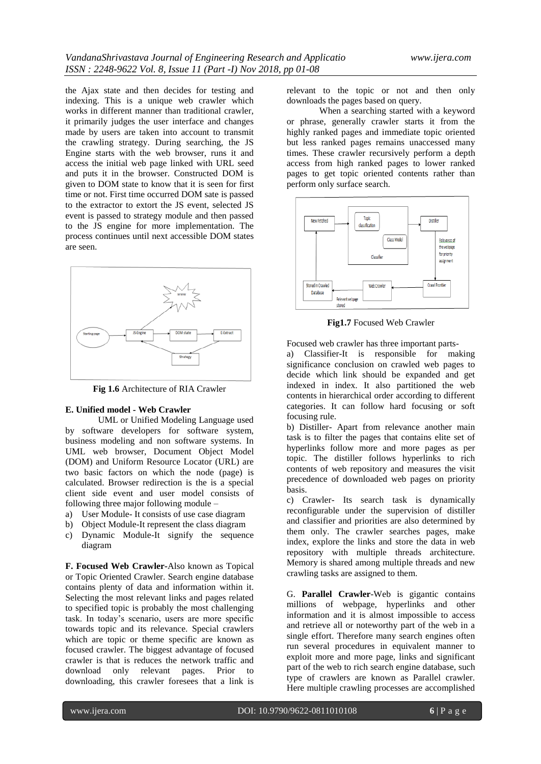the Ajax state and then decides for testing and indexing. This is a unique web crawler which works in different manner than traditional crawler, it primarily judges the user interface and changes made by users are taken into account to transmit the crawling strategy. During searching, the JS Engine starts with the web browser, runs it and access the initial web page linked with URL seed and puts it in the browser. Constructed DOM is given to DOM state to know that it is seen for first time or not. First time occurred DOM sate is passed to the extractor to extort the JS event, selected JS event is passed to strategy module and then passed to the JS engine for more implementation. The process continues until next accessible DOM states are seen.

**Fig 1.6** Architecture of RIA Crawler

#### E. Unified model - Web Crawler

UML or Unified Modeling Language used by software developers for software system, business modeling and non software systems. In UML web browser, Document Object Model (DOM) and Uniform Resource Locator (URL) are two basic factors on which the node (page) is calculated. Browser redirection is the is a special client side event and user model consists of following three major following module –

a) User Module- It consists of use case diagram
b) Object Module-It represent the class diagram
c) Dynamic Module-It signify the sequence diagram

**F. Focused Web Crawler**-Also known as Topical or Topic Oriented Crawler. Search engine database contains plenty of data and information within it. Selecting the most relevant links and pages related to specified topic is probably the most challenging task. In today's scenario, users are more specific towards topic and its relevance. Special crawlers which are topic or theme specific are known as focused crawler. The biggest advantage of focused crawler is that is reduces the network traffic and download only relevant pages. Prior to downloading, this crawler foresees that a link is relevant to the topic or not and then only downloads the pages based on query.

When a searching started with a keyword or phrase, generally crawler starts it from the highly ranked pages and immediate topic oriented but less ranked pages remains unaccessed many times. These crawler recursively perform a depth access from high ranked pages to lower ranked pages to get topic oriented contents rather than perform only surface search.

**Fig1.7** Focused Web Crawler

Focused web crawler has three important parts-

a) Classifier-It is responsible for making significance conclusion on crawled web pages to decide which link should be expanded and get indexed in index. It also partitioned the web contents in hierarchical order according to different categories. It can follow hard focusing or soft focusing rule.

b) Distiller- Apart from relevance another main task is to filter the pages that contains elite set of hyperlinks follow more and more pages as per topic. The distiller follows hyperlinks to rich contents of web repository and measures the visit precedence of downloaded web pages on priority basis.

c) Crawler- Its search task is dynamically reconfigurable under the supervision of distiller and classifier and priorities are also determined by them only. The crawler searches pages, make index, explore the links and store the data in web repository with multiple threads architecture. Memory is shared among multiple threads and new crawling tasks are assigned to them.

G. **Parallel Crawler**-Web is gigantic contains millions of webpage, hyperlinks and other information and it is almost impossible to access and retrieve all or noteworthy part of the web in a single effort. Therefore many search engines often run several procedures in equivalent manner to exploit more and more page, links and significant part of the web to rich search engine database, such type of crawlers are known as Parallel crawler. Here multiple crawling processes are accomplished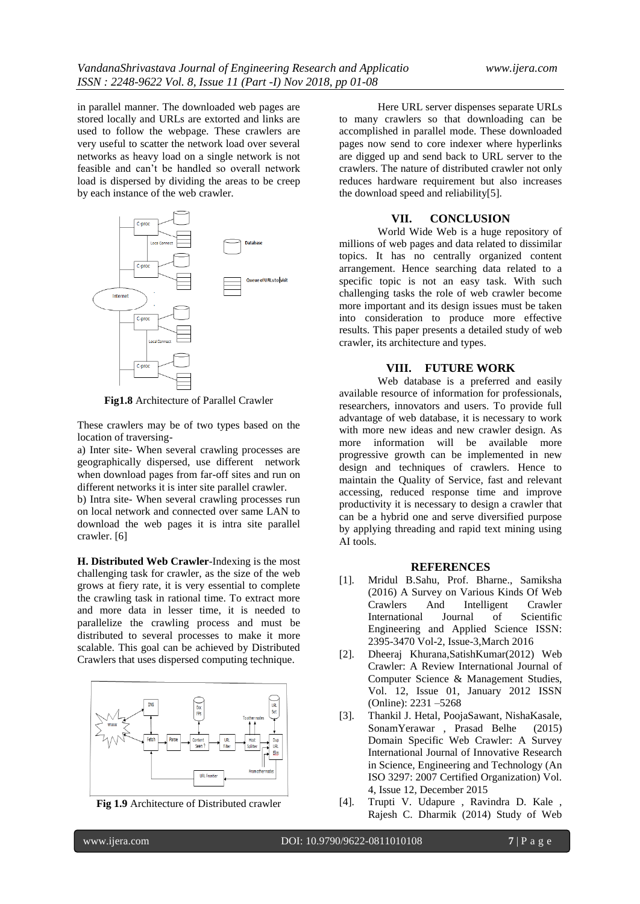in parallel manner. The downloaded web pages are stored locally and URLs are extorted and links are used to follow the webpage. These crawlers are very useful to scatter the network load over several networks as heavy load on a single network is not feasible and can't be handled so overall network load is dispersed by dividing the areas to be creep by each instance of the web crawler.

**Fig1.8** Architecture of Parallel Crawler

These crawlers may be of two types based on the location of traversing-

a) Inter site- When several crawling processes are geographically dispersed, use different network when download pages from far-off sites and run on different networks it is inter site parallel crawler.

b) Intra site- When several crawling processes run on local network and connected over same LAN to download the web pages it is intra site parallel crawler. [6]

**H. Distributed Web Crawler**-Indexing is the most challenging task for crawler, as the size of the web grows at fiery rate, it is very essential to complete the crawling task in rational time. To extract more and more data in lesser time, it is needed to parallelize the crawling process and must be distributed to several processes to make it more scalable. This goal can be achieved by Distributed Crawlers that uses dispersed computing technique.

**Fig 1.9** Architecture of Distributed crawler

Here URL server dispenses separate URLs to many crawlers so that downloading can be accomplished in parallel mode. These downloaded pages now send to core indexer where hyperlinks are digged up and send back to URL server to the crawlers. The nature of distributed crawler not only reduces hardware requirement but also increases the download speed and reliability[5].

## VII. CONCLUSION

World Wide Web is a huge repository of millions of web pages and data related to dissimilar topics. It has no centrally organized content arrangement. Hence searching data related to a specific topic is not an easy task. With such challenging tasks the role of web crawler become more important and its design issues must be taken into consideration to produce more effective results. This paper presents a detailed study of web crawler, its architecture and types.

## VIII. FUTURE WORK

Web database is a preferred and easily available resource of information for professionals, researchers, innovators and users. To provide full advantage of web database, it is necessary to work with more new ideas and new crawler design. As more information will be available more progressive growth can be implemented in new design and techniques of crawlers. Hence to maintain the Quality of Service, fast and relevant accessing, reduced response time and improve productivity it is necessary to design a crawler that can be a hybrid one and serve diversified purpose by applying threading and rapid text mining using AI tools.

## REFERENCES

[1]. Mridul B.Sahu, Prof. Bharne., Samiksha (2016) A Survey on Various Kinds Of Web Crawlers And Intelligent Crawler International Journal of Scientific Engineering and Applied Science ISSN: 2395-3470 Vol-2, Issue-3,March 2016

[2]. Dheeraj Khurana,SatishKumar(2012) Web Crawler: A Review International Journal of Computer Science & Management Studies, Vol. 12, Issue 01, January 2012 ISSN (Online): 2231 –5268

[3]. Thankil J. Hetal, PoojaSawant, NishaKasale, SonamYerawar , Prasad Belhe (2015) Domain Specific Web Crawler: A Survey International Journal of Innovative Research in Science, Engineering and Technology (An ISO 3297: 2007 Certified Organization) Vol. 4, Issue 12, December 2015

[4]. Trupti V. Udapure , Ravindra D. Kale , Rajesh C. Dharmik (2014) Study of Web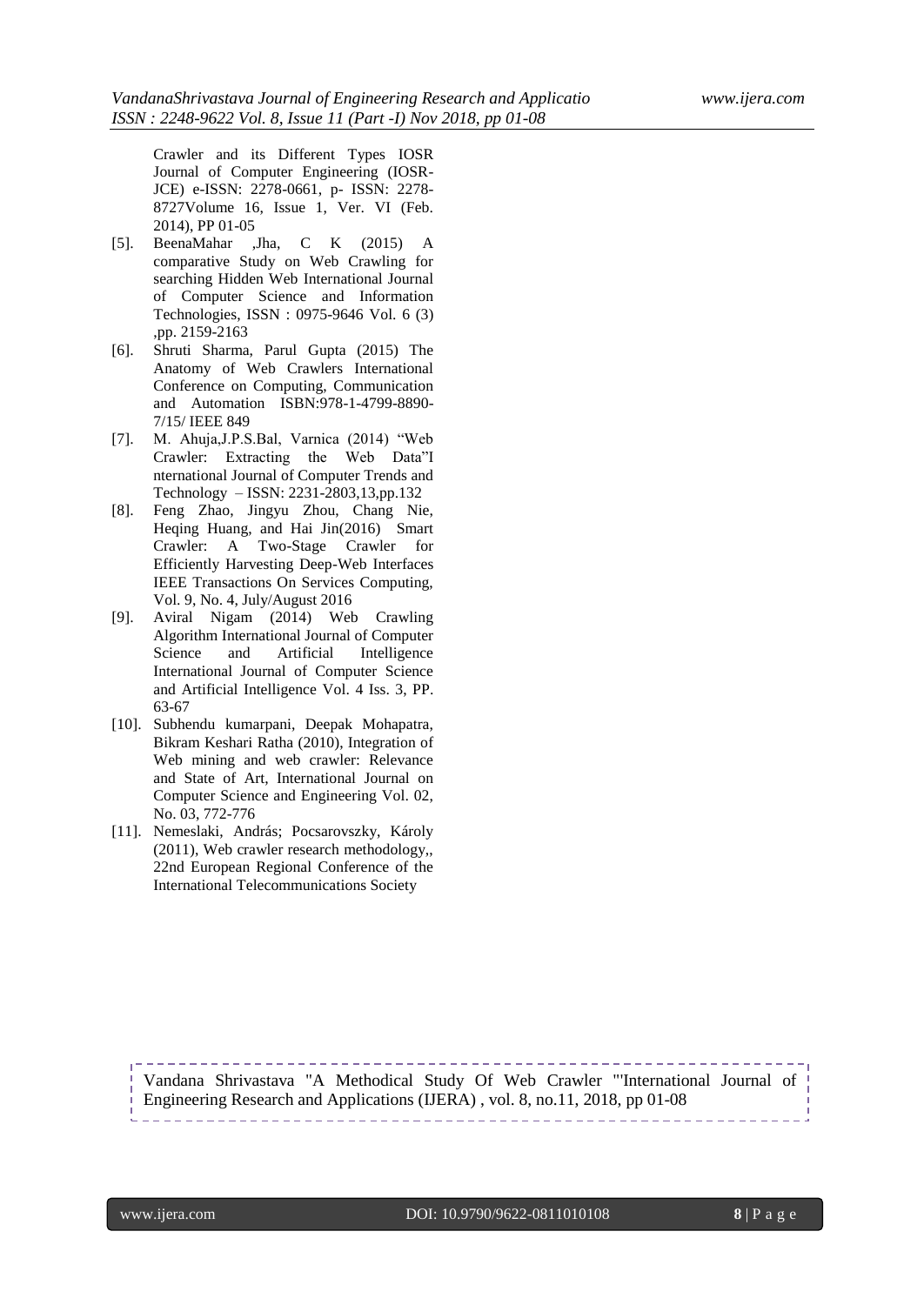Crawler and its Different Types IOSR Journal of Computer Engineering (IOSR-JCE) e-ISSN: 2278-0661, p- ISSN: 2278-8727Volume 16, Issue 1, Ver. VI (Feb. 2014), PP 01-05

[5]. BeenaMahar ,Jha, C K (2015) A comparative Study on Web Crawling for searching Hidden Web International Journal of Computer Science and Information Technologies, ISSN : 0975-9646 Vol. 6 (3) ,pp. 2159-2163

[6]. Shruti Sharma, Parul Gupta (2015) The Anatomy of Web Crawlers International Conference on Computing, Communication and Automation ISBN:978-1-4799-8890-7/15/ IEEE 849

[7]. M. Ahuja,J.P.S.Bal, Varnica (2014) "Web Crawler: Extracting the Web Data"International Journal of Computer Trends and Technology – ISSN: 2231-2803,13,pp.132

[8]. Feng Zhao, Jingyu Zhou, Chang Nie, Heqing Huang, and Hai Jin(2016) Smart Crawler: A Two-Stage Crawler for Efficiently Harvesting Deep-Web Interfaces IEEE Transactions On Services Computing, Vol. 9, No. 4, July/August 2016

[9]. Aviral Nigam (2014) Web Crawling Algorithm International Journal of Computer Science and Artificial Intelligence International Journal of Computer Science and Artificial Intelligence Vol. 4 Iss. 3, PP. 63-67

[10]. Subhendu kumarpani, Deepak Mohapatra, Bikram Keshari Ratha (2010), Integration of Web mining and web crawler: Relevance and State of Art, International Journal on Computer Science and Engineering Vol. 02, No. 03, 772-776

[11]. Nemeslaki, András; Pocsarovszky, Károly (2011), Web crawler research methodology,, 22nd European Regional Conference of the International Telecommunications Society

Vandana Shrivastava "A Methodical Study Of Web Crawler "'International Journal of Engineering Research and Applications (IJERA) , vol. 8, no.11, 2018, pp 01-08